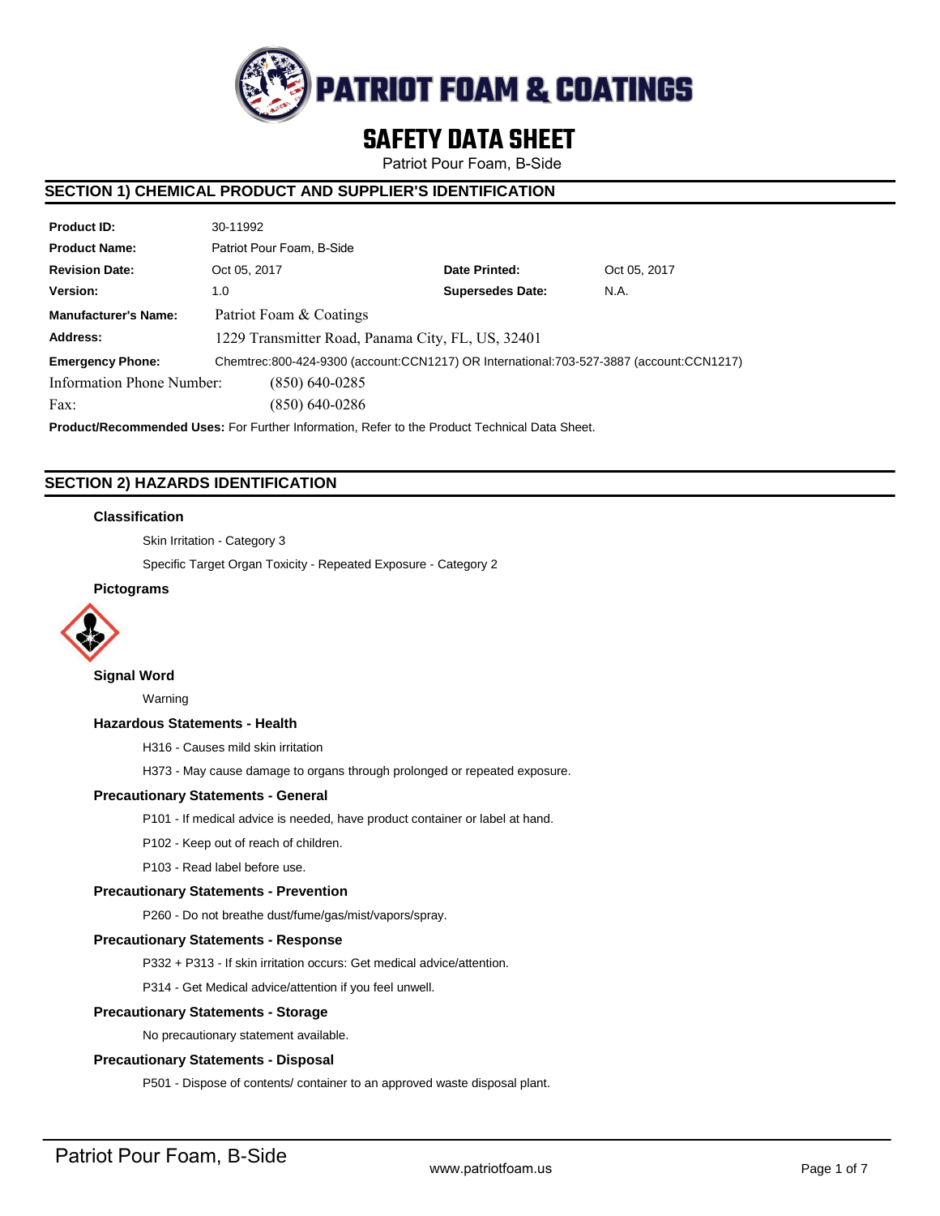# SAFETY DATA SHEET

Patriot Pour Foam, B-Side

## SECTION 1) CHEMICAL PRODUCT AND SUPPLIER'S IDENTIFICATION

| | | | |
|---|---|---|---|
| **Product ID:** | 30-11992 | | |
| **Product Name:** | Patriot Pour Foam, B-Side | | |
| **Revision Date:** | Oct 05, 2017 | **Date Printed:** | Oct 05, 2017 |
| **Version:** | 1.0 | **Supersedes Date:** | N.A. |
| **Manufacturer's Name:** | Patriot Foam & Coatings | | |
| **Address:** | 1229 Transmitter Road, Panama City, FL, US, 32401 | | |
| **Emergency Phone:** | Chemtrec:800-424-9300 (account:CCN1217) OR International:703-527-3887 (account:CCN1217) | | |
| Information Phone Number: | (850) 640-0285 | | |
| Fax: | (850) 640-0286 | | |

**Product/Recommended Uses:** For Further Information, Refer to the Product Technical Data Sheet.

## SECTION 2) HAZARDS IDENTIFICATION

### Classification

Skin Irritation - Category 3

Specific Target Organ Toxicity - Repeated Exposure - Category 2

### Pictograms

### Signal Word

Warning

### Hazardous Statements - Health

H316 - Causes mild skin irritation

H373 - May cause damage to organs through prolonged or repeated exposure.

### Precautionary Statements - General

P101 - If medical advice is needed, have product container or label at hand.

P102 - Keep out of reach of children.

P103 - Read label before use.

### Precautionary Statements - Prevention

P260 - Do not breathe dust/fume/gas/mist/vapors/spray.

### Precautionary Statements - Response

P332 + P313 - If skin irritation occurs: Get medical advice/attention.

P314 - Get Medical advice/attention if you feel unwell.

### Precautionary Statements - Storage

No precautionary statement available.

### Precautionary Statements - Disposal

P501 - Dispose of contents/ container to an approved waste disposal plant.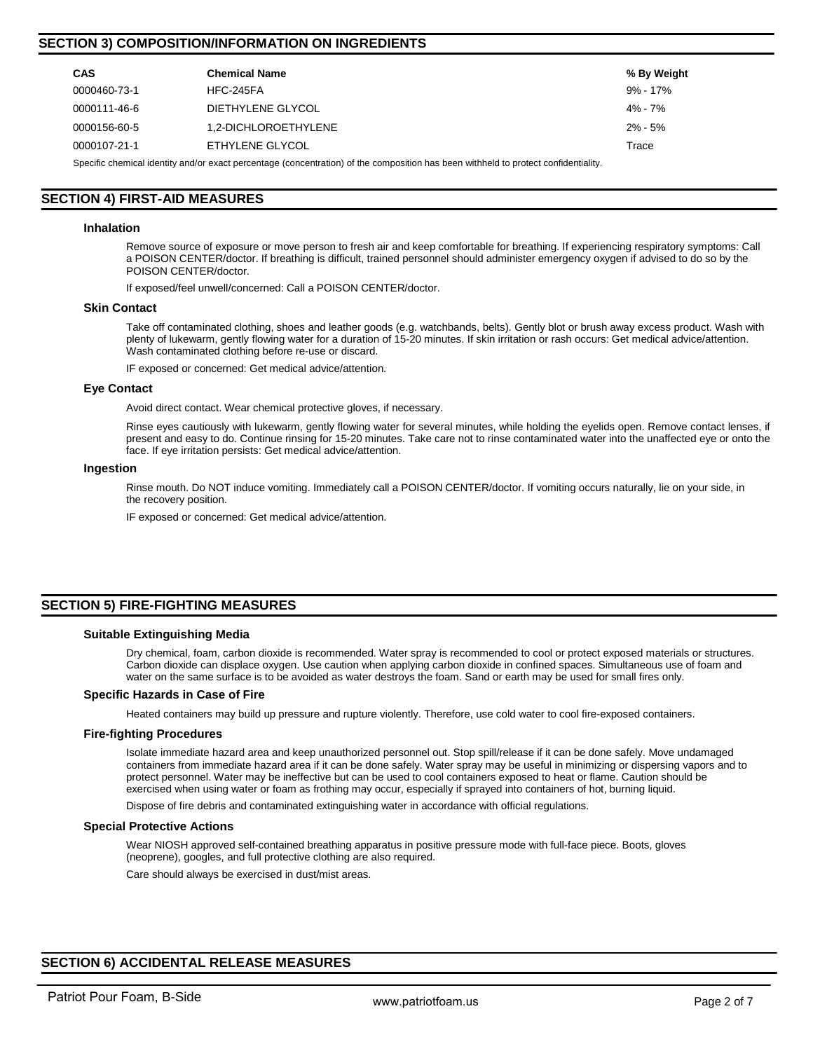## SECTION 3) COMPOSITION/INFORMATION ON INGREDIENTS

| CAS | Chemical Name | % By Weight |
| --- | --- | --- |
| 0000460-73-1 | HFC-245FA | 9% - 17% |
| 0000111-46-6 | DIETHYLENE GLYCOL | 4% - 7% |
| 0000156-60-5 | 1,2-DICHLOROETHYLENE | 2% - 5% |
| 0000107-21-1 | ETHYLENE GLYCOL | Trace |

Specific chemical identity and/or exact percentage (concentration) of the composition has been withheld to protect confidentiality.

## SECTION 4) FIRST-AID MEASURES

### Inhalation

Remove source of exposure or move person to fresh air and keep comfortable for breathing. If experiencing respiratory symptoms: Call a POISON CENTER/doctor. If breathing is difficult, trained personnel should administer emergency oxygen if advised to do so by the POISON CENTER/doctor.

If exposed/feel unwell/concerned: Call a POISON CENTER/doctor.

### Skin Contact

Take off contaminated clothing, shoes and leather goods (e.g. watchbands, belts). Gently blot or brush away excess product. Wash with plenty of lukewarm, gently flowing water for a duration of 15-20 minutes. If skin irritation or rash occurs: Get medical advice/attention. Wash contaminated clothing before re-use or discard.

IF exposed or concerned: Get medical advice/attention.

### Eye Contact

Avoid direct contact. Wear chemical protective gloves, if necessary.

Rinse eyes cautiously with lukewarm, gently flowing water for several minutes, while holding the eyelids open. Remove contact lenses, if present and easy to do. Continue rinsing for 15-20 minutes. Take care not to rinse contaminated water into the unaffected eye or onto the face. If eye irritation persists: Get medical advice/attention.

### Ingestion

Rinse mouth. Do NOT induce vomiting. Immediately call a POISON CENTER/doctor. If vomiting occurs naturally, lie on your side, in the recovery position.

IF exposed or concerned: Get medical advice/attention.

## SECTION 5) FIRE-FIGHTING MEASURES

### Suitable Extinguishing Media

Dry chemical, foam, carbon dioxide is recommended. Water spray is recommended to cool or protect exposed materials or structures. Carbon dioxide can displace oxygen. Use caution when applying carbon dioxide in confined spaces. Simultaneous use of foam and water on the same surface is to be avoided as water destroys the foam. Sand or earth may be used for small fires only.

### Specific Hazards in Case of Fire

Heated containers may build up pressure and rupture violently. Therefore, use cold water to cool fire-exposed containers.

### Fire-fighting Procedures

Isolate immediate hazard area and keep unauthorized personnel out. Stop spill/release if it can be done safely. Move undamaged containers from immediate hazard area if it can be done safely. Water spray may be useful in minimizing or dispersing vapors and to protect personnel. Water may be ineffective but can be used to cool containers exposed to heat or flame. Caution should be exercised when using water or foam as frothing may occur, especially if sprayed into containers of hot, burning liquid.

Dispose of fire debris and contaminated extinguishing water in accordance with official regulations.

### Special Protective Actions

Wear NIOSH approved self-contained breathing apparatus in positive pressure mode with full-face piece. Boots, gloves (neoprene), googles, and full protective clothing are also required.

Care should always be exercised in dust/mist areas.

## SECTION 6) ACCIDENTAL RELEASE MEASURES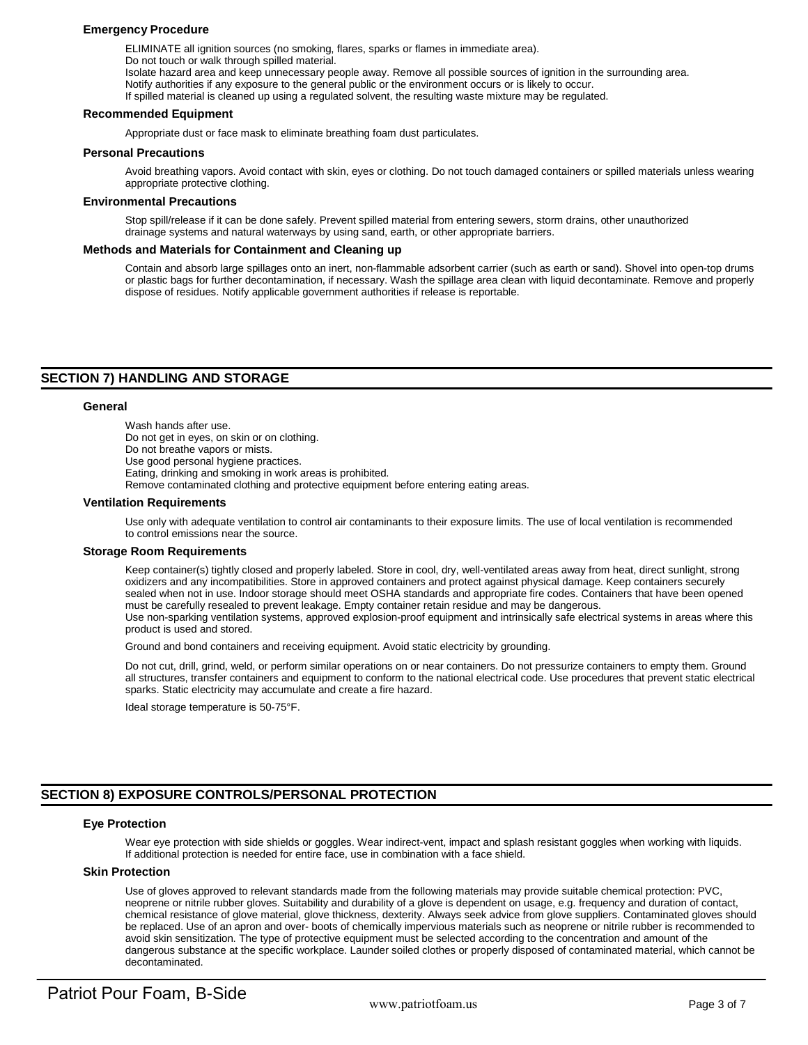### Emergency Procedure

ELIMINATE all ignition sources (no smoking, flares, sparks or flames in immediate area).
Do not touch or walk through spilled material.
Isolate hazard area and keep unnecessary people away. Remove all possible sources of ignition in the surrounding area.
Notify authorities if any exposure to the general public or the environment occurs or is likely to occur.
If spilled material is cleaned up using a regulated solvent, the resulting waste mixture may be regulated.

### Recommended Equipment

Appropriate dust or face mask to eliminate breathing foam dust particulates.

### Personal Precautions

Avoid breathing vapors. Avoid contact with skin, eyes or clothing. Do not touch damaged containers or spilled materials unless wearing appropriate protective clothing.

### Environmental Precautions

Stop spill/release if it can be done safely. Prevent spilled material from entering sewers, storm drains, other unauthorized drainage systems and natural waterways by using sand, earth, or other appropriate barriers.

### Methods and Materials for Containment and Cleaning up

Contain and absorb large spillages onto an inert, non-flammable adsorbent carrier (such as earth or sand). Shovel into open-top drums or plastic bags for further decontamination, if necessary. Wash the spillage area clean with liquid decontaminate. Remove and properly dispose of residues. Notify applicable government authorities if release is reportable.

## SECTION 7) HANDLING AND STORAGE

### General

Wash hands after use.
Do not get in eyes, on skin or on clothing.
Do not breathe vapors or mists.
Use good personal hygiene practices.
Eating, drinking and smoking in work areas is prohibited.
Remove contaminated clothing and protective equipment before entering eating areas.

### Ventilation Requirements

Use only with adequate ventilation to control air contaminants to their exposure limits. The use of local ventilation is recommended to control emissions near the source.

### Storage Room Requirements

Keep container(s) tightly closed and properly labeled. Store in cool, dry, well-ventilated areas away from heat, direct sunlight, strong oxidizers and any incompatibilities. Store in approved containers and protect against physical damage. Keep containers securely sealed when not in use. Indoor storage should meet OSHA standards and appropriate fire codes. Containers that have been opened must be carefully resealed to prevent leakage. Empty container retain residue and may be dangerous.
Use non-sparking ventilation systems, approved explosion-proof equipment and intrinsically safe electrical systems in areas where this product is used and stored.

Ground and bond containers and receiving equipment. Avoid static electricity by grounding.

Do not cut, drill, grind, weld, or perform similar operations on or near containers. Do not pressurize containers to empty them. Ground all structures, transfer containers and equipment to conform to the national electrical code. Use procedures that prevent static electrical sparks. Static electricity may accumulate and create a fire hazard.

Ideal storage temperature is 50-75°F.

## SECTION 8) EXPOSURE CONTROLS/PERSONAL PROTECTION

### Eye Protection

Wear eye protection with side shields or goggles. Wear indirect-vent, impact and splash resistant goggles when working with liquids. If additional protection is needed for entire face, use in combination with a face shield.

### Skin Protection

Use of gloves approved to relevant standards made from the following materials may provide suitable chemical protection: PVC, neoprene or nitrile rubber gloves. Suitability and durability of a glove is dependent on usage, e.g. frequency and duration of contact, chemical resistance of glove material, glove thickness, dexterity. Always seek advice from glove suppliers. Contaminated gloves should be replaced. Use of an apron and over- boots of chemically impervious materials such as neoprene or nitrile rubber is recommended to avoid skin sensitization. The type of protective equipment must be selected according to the concentration and amount of the dangerous substance at the specific workplace. Launder soiled clothes or properly disposed of contaminated material, which cannot be decontaminated.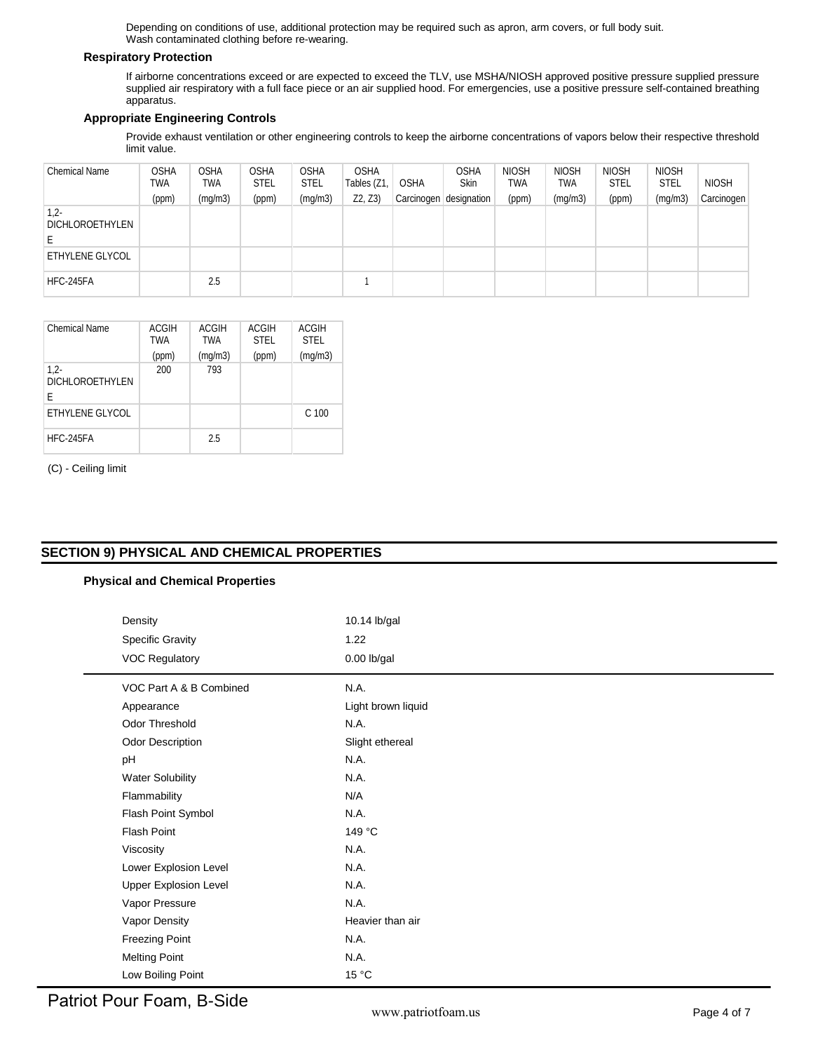Depending on conditions of use, additional protection may be required such as apron, arm covers, or full body suit. Wash contaminated clothing before re-wearing.

### Respiratory Protection

If airborne concentrations exceed or are expected to exceed the TLV, use MSHA/NIOSH approved positive pressure supplied pressure supplied air respiratory with a full face piece or an air supplied hood. For emergencies, use a positive pressure self-contained breathing apparatus.

### Appropriate Engineering Controls

Provide exhaust ventilation or other engineering controls to keep the airborne concentrations of vapors below their respective threshold limit value.

| Chemical Name | OSHA TWA (ppm) | OSHA TWA (mg/m3) | OSHA STEL (ppm) | OSHA STEL (mg/m3) | OSHA Tables (Z1, Z2, Z3) | OSHA Carcinogen | OSHA Skin designation | NIOSH TWA (ppm) | NIOSH TWA (mg/m3) | NIOSH STEL (ppm) | NIOSH STEL (mg/m3) | NIOSH Carcinogen |
|---|---|---|---|---|---|---|---|---|---|---|---|---|
| 1,2-DICHLOROETHYLENE | | | | | | | | | | | | |
| ETHYLENE GLYCOL | | | | | | | | | | | | |
| HFC-245FA | | 2.5 | | | 1 | | | | | | | |

| Chemical Name | ACGIH TWA (ppm) | ACGIH TWA (mg/m3) | ACGIH STEL (ppm) | ACGIH STEL (mg/m3) |
|---|---|---|---|---|
| 1,2-DICHLOROETHYLENE | 200 | 793 | | |
| ETHYLENE GLYCOL | | | | C 100 |
| HFC-245FA | | 2.5 | | |

(C) - Ceiling limit

## SECTION 9) PHYSICAL AND CHEMICAL PROPERTIES

### Physical and Chemical Properties

| | |
|---|---|
| Density | 10.14 lb/gal |
| Specific Gravity | 1.22 |
| VOC Regulatory | 0.00 lb/gal |
| VOC Part A & B Combined | N.A. |
| Appearance | Light brown liquid |
| Odor Threshold | N.A. |
| Odor Description | Slight ethereal |
| pH | N.A. |
| Water Solubility | N.A. |
| Flammability | N/A |
| Flash Point Symbol | N.A. |
| Flash Point | 149 °C |
| Viscosity | N.A. |
| Lower Explosion Level | N.A. |
| Upper Explosion Level | N.A. |
| Vapor Pressure | N.A. |
| Vapor Density | Heavier than air |
| Freezing Point | N.A. |
| Melting Point | N.A. |
| Low Boiling Point | 15 °C |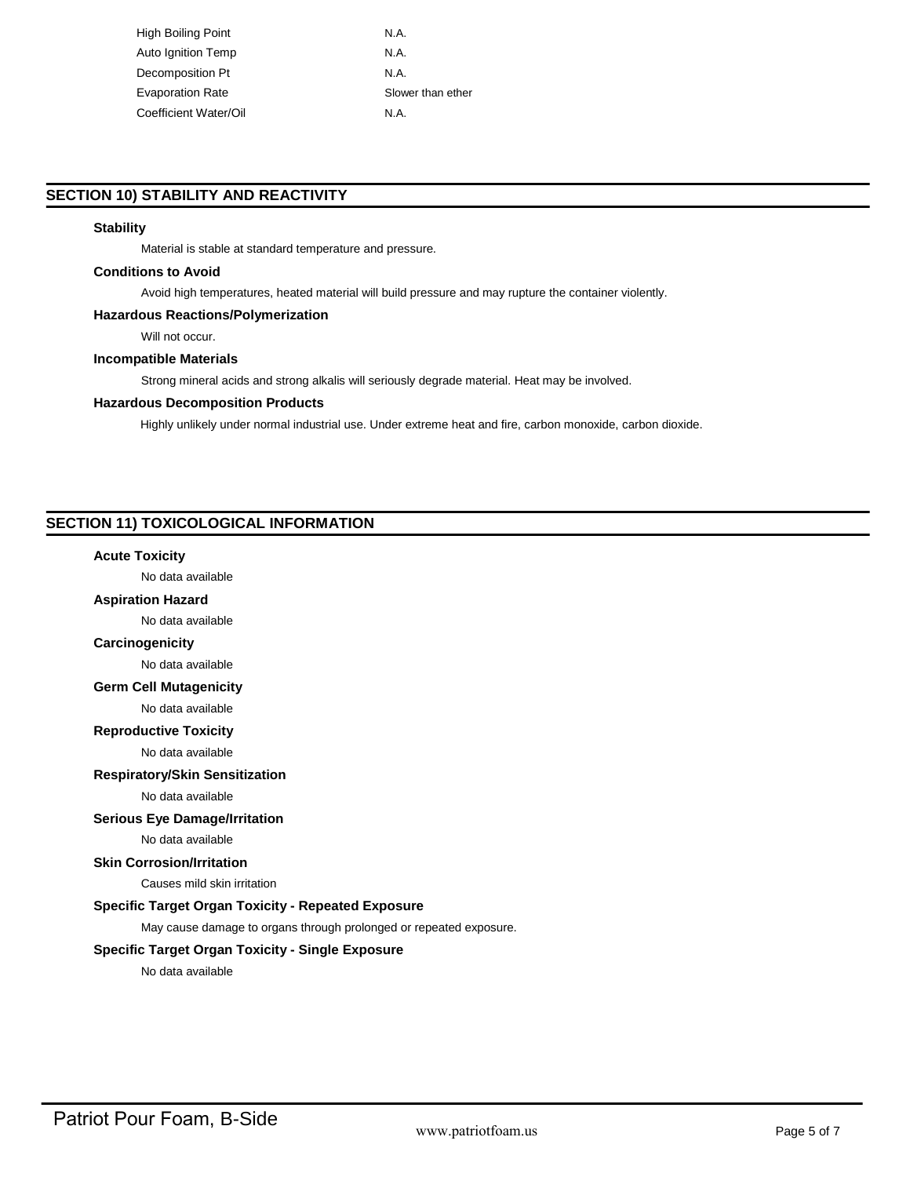| | |
|---|---|
| High Boiling Point | N.A. |
| Auto Ignition Temp | N.A. |
| Decomposition Pt | N.A. |
| Evaporation Rate | Slower than ether |
| Coefficient Water/Oil | N.A. |

## SECTION 10) STABILITY AND REACTIVITY

**Stability**

Material is stable at standard temperature and pressure.

**Conditions to Avoid**

Avoid high temperatures, heated material will build pressure and may rupture the container violently.

**Hazardous Reactions/Polymerization**

Will not occur.

**Incompatible Materials**

Strong mineral acids and strong alkalis will seriously degrade material. Heat may be involved.

**Hazardous Decomposition Products**

Highly unlikely under normal industrial use. Under extreme heat and fire, carbon monoxide, carbon dioxide.

## SECTION 11) TOXICOLOGICAL INFORMATION

**Acute Toxicity**

No data available

**Aspiration Hazard**

No data available

**Carcinogenicity**

No data available

**Germ Cell Mutagenicity**

No data available

**Reproductive Toxicity**

No data available

**Respiratory/Skin Sensitization**

No data available

**Serious Eye Damage/Irritation**

No data available

**Skin Corrosion/Irritation**

Causes mild skin irritation

**Specific Target Organ Toxicity - Repeated Exposure**

May cause damage to organs through prolonged or repeated exposure.

**Specific Target Organ Toxicity - Single Exposure**

No data available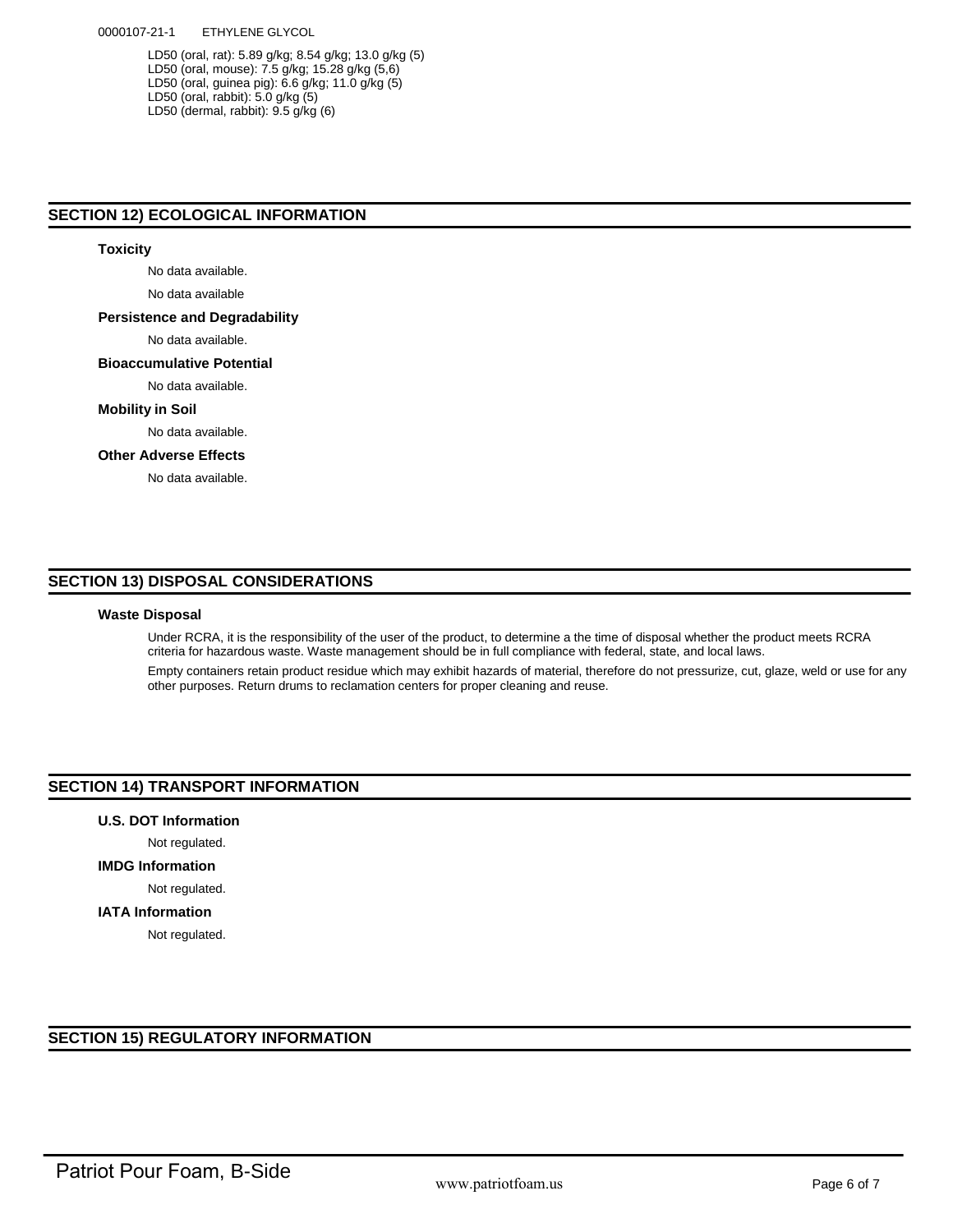0000107-21-1 ETHYLENE GLYCOL

LD50 (oral, rat): 5.89 g/kg; 8.54 g/kg; 13.0 g/kg (5)
LD50 (oral, mouse): 7.5 g/kg; 15.28 g/kg (5,6)
LD50 (oral, guinea pig): 6.6 g/kg; 11.0 g/kg (5)
LD50 (oral, rabbit): 5.0 g/kg (5)
LD50 (dermal, rabbit): 9.5 g/kg (6)

## SECTION 12) ECOLOGICAL INFORMATION

### Toxicity

No data available.

No data available

### Persistence and Degradability

No data available.

### Bioaccumulative Potential

No data available.

### Mobility in Soil

No data available.

### Other Adverse Effects

No data available.

## SECTION 13) DISPOSAL CONSIDERATIONS

### Waste Disposal

Under RCRA, it is the responsibility of the user of the product, to determine a the time of disposal whether the product meets RCRA criteria for hazardous waste. Waste management should be in full compliance with federal, state, and local laws.

Empty containers retain product residue which may exhibit hazards of material, therefore do not pressurize, cut, glaze, weld or use for any other purposes. Return drums to reclamation centers for proper cleaning and reuse.

## SECTION 14) TRANSPORT INFORMATION

### U.S. DOT Information

Not regulated.

### IMDG Information

Not regulated.

### IATA Information

Not regulated.

## SECTION 15) REGULATORY INFORMATION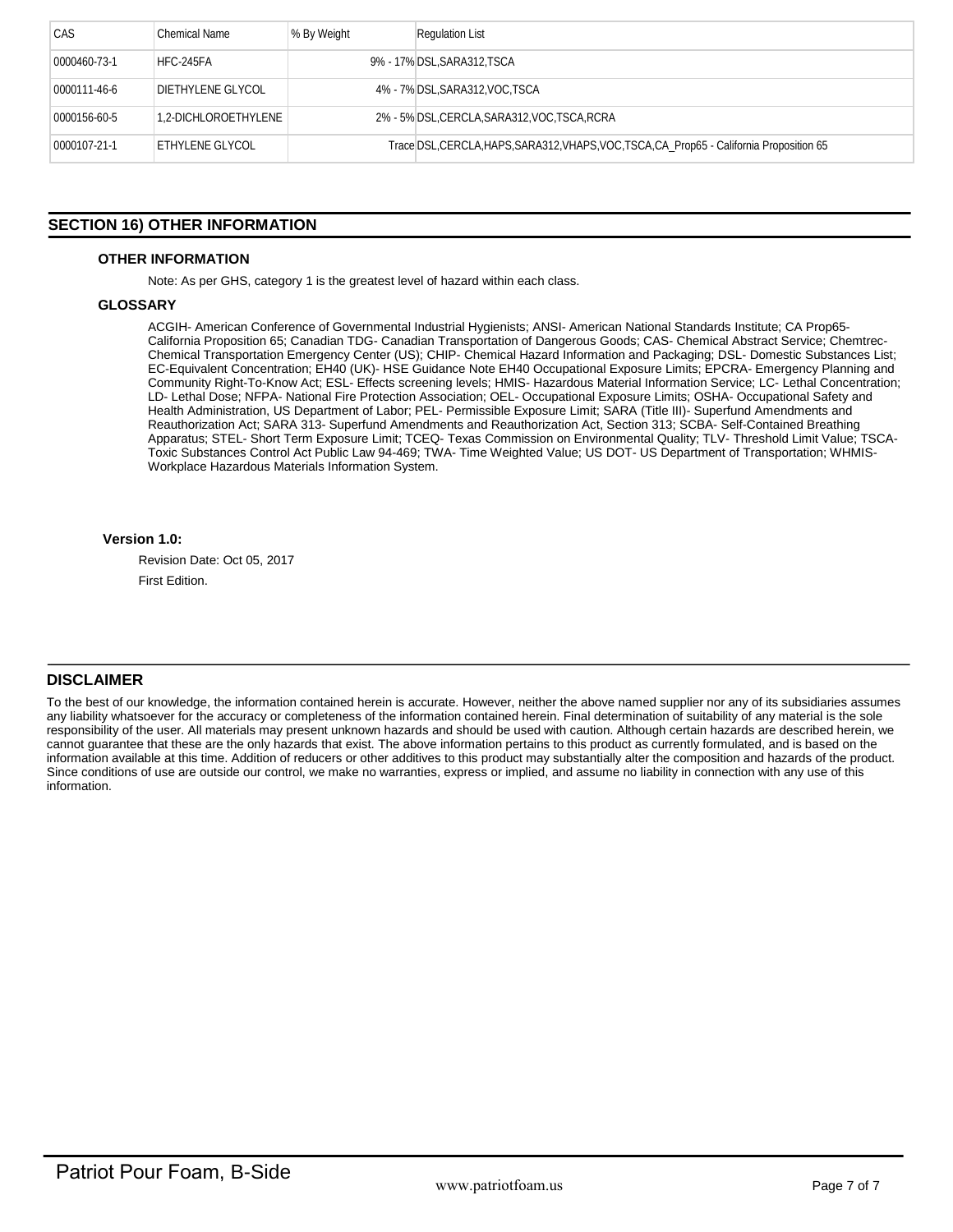| CAS | Chemical Name | % By Weight | Regulation List |
|---|---|---|---|
| 0000460-73-1 | HFC-245FA | 9% - 17% | DSL,SARA312,TSCA |
| 0000111-46-6 | DIETHYLENE GLYCOL | 4% - 7% | DSL,SARA312,VOC,TSCA |
| 0000156-60-5 | 1,2-DICHLOROETHYLENE | 2% - 5% | DSL,CERCLA,SARA312,VOC,TSCA,RCRA |
| 0000107-21-1 | ETHYLENE GLYCOL | Trace | DSL,CERCLA,HAPS,SARA312,VHAPS,VOC,TSCA,CA_Prop65 - California Proposition 65 |

## SECTION 16) OTHER INFORMATION

### OTHER INFORMATION

Note: As per GHS, category 1 is the greatest level of hazard within each class.

### GLOSSARY

ACGIH- American Conference of Governmental Industrial Hygienists; ANSI- American National Standards Institute; CA Prop65- California Proposition 65; Canadian TDG- Canadian Transportation of Dangerous Goods; CAS- Chemical Abstract Service; Chemtrec- Chemical Transportation Emergency Center (US); CHIP- Chemical Hazard Information and Packaging; DSL- Domestic Substances List; EC-Equivalent Concentration; EH40 (UK)- HSE Guidance Note EH40 Occupational Exposure Limits; EPCRA- Emergency Planning and Community Right-To-Know Act; ESL- Effects screening levels; HMIS- Hazardous Material Information Service; LC- Lethal Concentration; LD- Lethal Dose; NFPA- National Fire Protection Association; OEL- Occupational Exposure Limits; OSHA- Occupational Safety and Health Administration, US Department of Labor; PEL- Permissible Exposure Limit; SARA (Title III)- Superfund Amendments and Reauthorization Act; SARA 313- Superfund Amendments and Reauthorization Act, Section 313; SCBA- Self-Contained Breathing Apparatus; STEL- Short Term Exposure Limit; TCEQ- Texas Commission on Environmental Quality; TLV- Threshold Limit Value; TSCA- Toxic Substances Control Act Public Law 94-469; TWA- Time Weighted Value; US DOT- US Department of Transportation; WHMIS- Workplace Hazardous Materials Information System.

**Version 1.0:**

Revision Date: Oct 05, 2017

First Edition.

## DISCLAIMER

To the best of our knowledge, the information contained herein is accurate. However, neither the above named supplier nor any of its subsidiaries assumes any liability whatsoever for the accuracy or completeness of the information contained herein. Final determination of suitability of any material is the sole responsibility of the user. All materials may present unknown hazards and should be used with caution. Although certain hazards are described herein, we cannot guarantee that these are the only hazards that exist. The above information pertains to this product as currently formulated, and is based on the information available at this time. Addition of reducers or other additives to this product may substantially alter the composition and hazards of the product. Since conditions of use are outside our control, we make no warranties, express or implied, and assume no liability in connection with any use of this information.